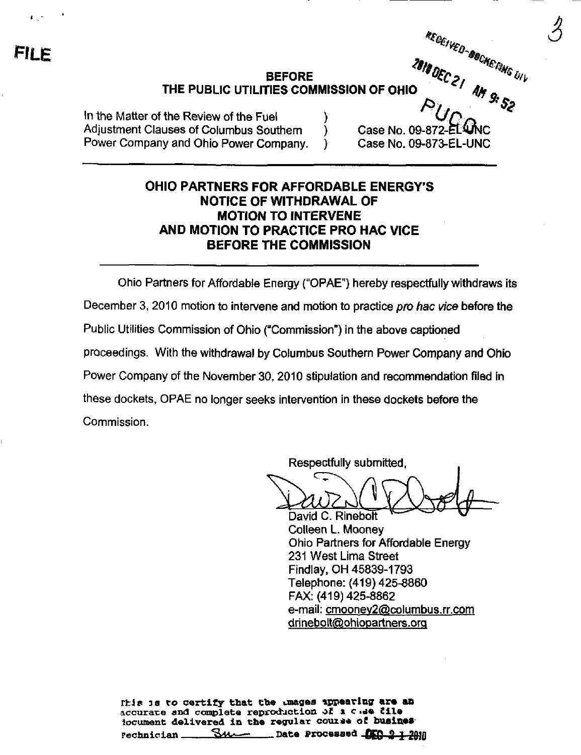FILE

RECEIVED-DOCKETING DIV

2010 DEC 21 AM 9:52

PUCO

**BEFORE**
**THE PUBLIC UTILITIES COMMISSION OF OHIO**

In the Matter of the Review of the Fuel Adjustment Clauses of Columbus Southern Power Company and Ohio Power Company. ) ) )

Case No. 09-872-EL-UNC
Case No. 09-873-EL-UNC

---

## OHIO PARTNERS FOR AFFORDABLE ENERGY'S NOTICE OF WITHDRAWAL OF MOTION TO INTERVENE AND MOTION TO PRACTICE PRO HAC VICE BEFORE THE COMMISSION

---

Ohio Partners for Affordable Energy ("OPAE") hereby respectfully withdraws its December 3, 2010 motion to intervene and motion to practice *pro hac vice* before the Public Utilities Commission of Ohio ("Commission") in the above captioned proceedings. With the withdrawal by Columbus Southern Power Company and Ohio Power Company of the November 30, 2010 stipulation and recommendation filed in these dockets, OPAE no longer seeks intervention in these dockets before the Commission.

Respectfully submitted,

David C. Rinebolt
Colleen L. Mooney
Ohio Partners for Affordable Energy
231 West Lima Street
Findlay, OH 45839-1793
Telephone: (419) 425-8860
FAX: (419) 425-8862
e-mail: cmooney2@columbus.rr.com
drinebolt@ohiopartners.org

This is to certify that the images appearing are an accurate and complete reproduction of a case file document delivered in the regular course of business
Technician ___ Date Processed DEC 2 1 2010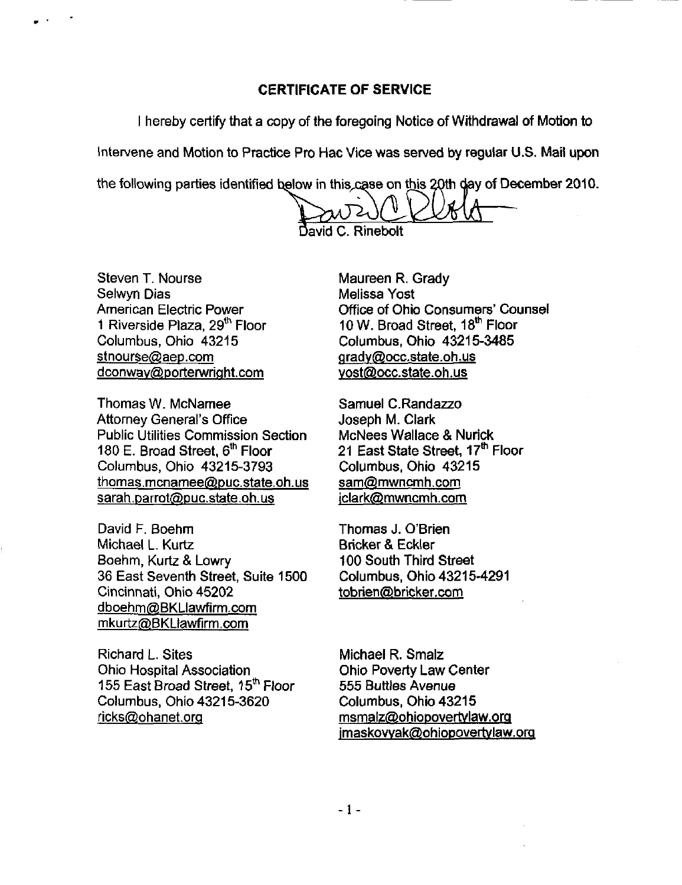## CERTIFICATE OF SERVICE

I hereby certify that a copy of the foregoing Notice of Withdrawal of Motion to Intervene and Motion to Practice Pro Hac Vice was served by regular U.S. Mail upon the following parties identified below in this case on this 20th day of December 2010.

David C. Rinebolt

Steven T. Nourse
Selwyn Dias
American Electric Power
1 Riverside Plaza, 29th Floor
Columbus, Ohio 43215
stnourse@aep.com
dconway@porterwright.com

Maureen R. Grady
Melissa Yost
Office of Ohio Consumers' Counsel
10 W. Broad Street, 18th Floor
Columbus, Ohio 43215-3485
grady@occ.state.oh.us
yost@occ.state.oh.us

Thomas W. McNamee
Attorney General's Office
Public Utilities Commission Section
180 E. Broad Street, 6th Floor
Columbus, Ohio 43215-3793
thomas.mcnamee@puc.state.oh.us
sarah.parrot@puc.state.oh.us

Samuel C.Randazzo
Joseph M. Clark
McNees Wallace & Nurick
21 East State Street, 17th Floor
Columbus, Ohio 43215
sam@mwncmh.com
jclark@mwncmh.com

David F. Boehm
Michael L. Kurtz
Boehm, Kurtz & Lowry
36 East Seventh Street, Suite 1500
Cincinnati, Ohio 45202
dboehm@BKLlawfirm.com
mkurtz@BKLlawfirm.com

Thomas J. O'Brien
Bricker & Eckler
100 South Third Street
Columbus, Ohio 43215-4291
tobrien@bricker.com

Richard L. Sites
Ohio Hospital Association
155 East Broad Street, 15th Floor
Columbus, Ohio 43215-3620
ricks@ohanet.org

Michael R. Smalz
Ohio Poverty Law Center
555 Buttles Avenue
Columbus, Ohio 43215
msmalz@ohiopovertylaw.org
jmaskovyak@ohiopovertylaw.org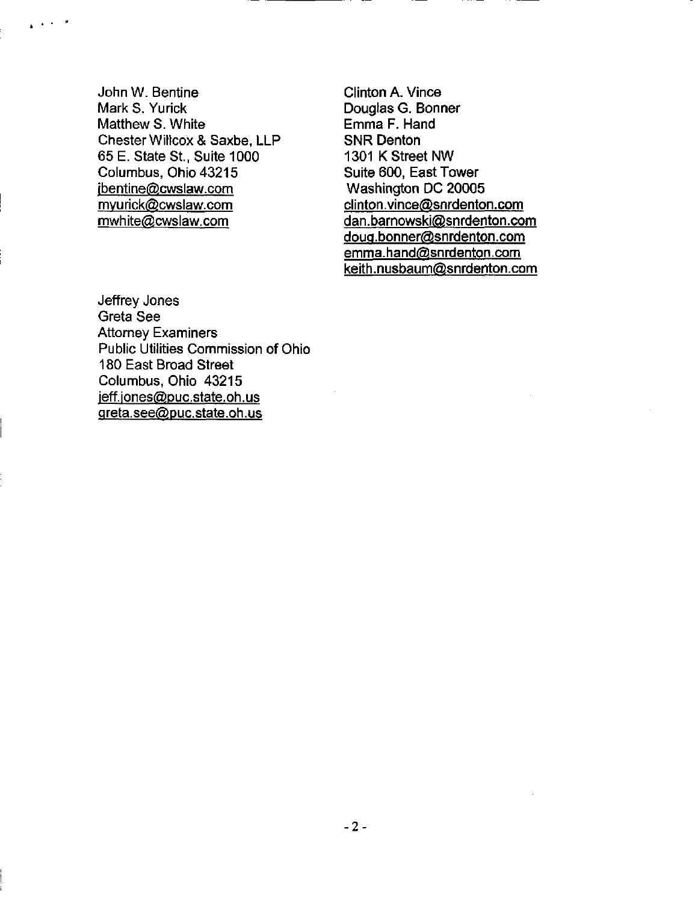John W. Bentine
Mark S. Yurick
Matthew S. White
Chester Willcox & Saxbe, LLP
65 E. State St., Suite 1000
Columbus, Ohio 43215
jbentine@cwslaw.com
myurick@cwslaw.com
mwhite@cwslaw.com

Clinton A. Vince
Douglas G. Bonner
Emma F. Hand
SNR Denton
1301 K Street NW
Suite 600, East Tower
Washington DC 20005
clinton.vince@snrdenton.com
dan.barnowski@snrdenton.com
doug.bonner@snrdenton.com
emma.hand@snrdenton.com
keith.nusbaum@snrdenton.com

Jeffrey Jones
Greta See
Attorney Examiners
Public Utilities Commission of Ohio
180 East Broad Street
Columbus, Ohio 43215
jeff.jones@puc.state.oh.us
greta.see@puc.state.oh.us